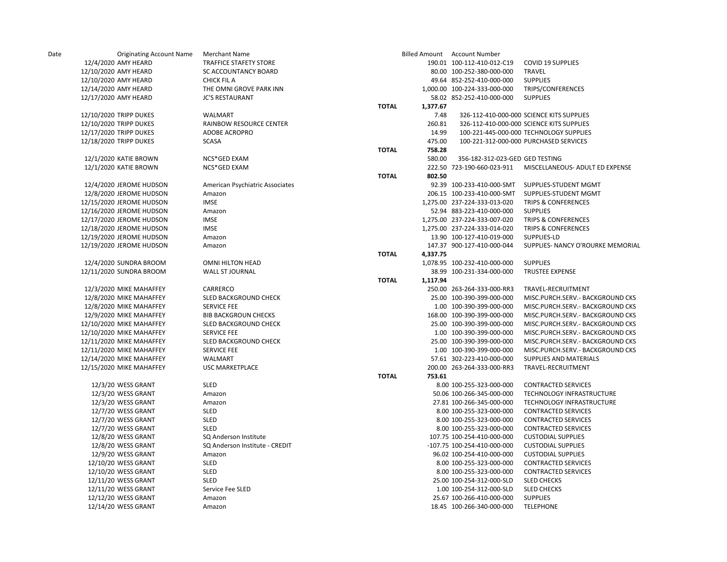| Date | Originating Account Name | Merchant Name | | Billed Amount | Account Number | |
|---|---|---|---|---|---|---|
| 12/4/2020 | AMY HEARD | TRAFFICE STAFETY STORE | | 190.01 | 100-112-410-012-C19 | COVID 19 SUPPLIES |
| 12/10/2020 | AMY HEARD | SC ACCOUNTANCY BOARD | | 80.00 | 100-252-380-000-000 | TRAVEL |
| 12/10/2020 | AMY HEARD | CHICK FIL A | | 49.64 | 852-252-410-000-000 | SUPPLIES |
| 12/14/2020 | AMY HEARD | THE OMNI GROVE PARK INN | | 1,000.00 | 100-224-333-000-000 | TRIPS/CONFERENCES |
| 12/17/2020 | AMY HEARD | JC'S RESTAURANT | | 58.02 | 852-252-410-000-000 | SUPPLIES |
| | | | **TOTAL** | **1,377.67** | | |
| 12/10/2020 | TRIPP DUKES | WALMART | | 7.48 | 326-112-410-000-000 | SCIENCE KITS SUPPLIES |
| 12/10/2020 | TRIPP DUKES | RAINBOW RESOURCE CENTER | | 260.81 | 326-112-410-000-000 | SCIENCE KITS SUPPLIES |
| 12/17/2020 | TRIPP DUKES | ADOBE ACROPRO | | 14.99 | 100-221-445-000-000 | TECHNOLOGY SUPPLIES |
| 12/18/2020 | TRIPP DUKES | SCASA | | 475.00 | 100-221-312-000-000 | PURCHASED SERVICES |
| | | | **TOTAL** | **758.28** | | |
| 12/1/2020 | KATIE BROWN | NCS*GED EXAM | | 580.00 | 356-182-312-023-GED | GED TESTING |
| 12/1/2020 | KATIE BROWN | NCS*GED EXAM | | 222.50 | 723-190-660-023-911 | MISCELLANEOUS- ADULT ED EXPENSE |
| | | | **TOTAL** | **802.50** | | |
| 12/4/2020 | JEROME HUDSON | American Psychiatric Associates | | 92.39 | 100-233-410-000-SMT | SUPPLIES-STUDENT MGMT |
| 12/8/2020 | JEROME HUDSON | Amazon | | 206.15 | 100-233-410-000-SMT | SUPPLIES-STUDENT MGMT |
| 12/15/2020 | JEROME HUDSON | IMSE | | 1,275.00 | 237-224-333-013-020 | TRIPS & CONFERENCES |
| 12/16/2020 | JEROME HUDSON | Amazon | | 52.94 | 883-223-410-000-000 | SUPPLIES |
| 12/17/2020 | JEROME HUDSON | IMSE | | 1,275.00 | 237-224-333-007-020 | TRIPS & CONFERENCES |
| 12/18/2020 | JEROME HUDSON | IMSE | | 1,275.00 | 237-224-333-014-020 | TRIPS & CONFERENCES |
| 12/19/2020 | JEROME HUDSON | Amazon | | 13.90 | 100-127-410-019-000 | SUPPLIES-LD |
| 12/19/2020 | JEROME HUDSON | Amazon | | 147.37 | 900-127-410-000-044 | SUPPLIES- NANCY O'ROURKE MEMORIAL |
| | | | **TOTAL** | **4,337.75** | | |
| 12/4/2020 | SUNDRA BROOM | OMNI HILTON HEAD | | 1,078.95 | 100-232-410-000-000 | SUPPLIES |
| 12/11/2020 | SUNDRA BROOM | WALL ST JOURNAL | | 38.99 | 100-231-334-000-000 | TRUSTEE EXPENSE |
| | | | **TOTAL** | **1,117.94** | | |
| 12/3/2020 | MIKE MAHAFFEY | CARRERCO | | 250.00 | 263-264-333-000-RR3 | TRAVEL-RECRUITMENT |
| 12/8/2020 | MIKE MAHAFFEY | SLED BACKGROUND CHECK | | 25.00 | 100-390-399-000-000 | MISC.PURCH.SERV.- BACKGROUND CKS |
| 12/8/2020 | MIKE MAHAFFEY | SERVICE FEE | | 1.00 | 100-390-399-000-000 | MISC.PURCH.SERV.- BACKGROUND CKS |
| 12/9/2020 | MIKE MAHAFFEY | BIB BACKGROUN CHECKS | | 168.00 | 100-390-399-000-000 | MISC.PURCH.SERV.- BACKGROUND CKS |
| 12/10/2020 | MIKE MAHAFFEY | SLED BACKGROUND CHECK | | 25.00 | 100-390-399-000-000 | MISC.PURCH.SERV.- BACKGROUND CKS |
| 12/10/2020 | MIKE MAHAFFEY | SERVICE FEE | | 1.00 | 100-390-399-000-000 | MISC.PURCH.SERV.- BACKGROUND CKS |
| 12/11/2020 | MIKE MAHAFFEY | SLED BACKGROUND CHECK | | 25.00 | 100-390-399-000-000 | MISC.PURCH.SERV.- BACKGROUND CKS |
| 12/11/2020 | MIKE MAHAFFEY | SERVICE FEE | | 1.00 | 100-390-399-000-000 | MISC.PURCH.SERV.- BACKGROUND CKS |
| 12/14/2020 | MIKE MAHAFFEY | WALMART | | 57.61 | 302-223-410-000-000 | SUPPLIES AND MATERIALS |
| 12/15/2020 | MIKE MAHAFFEY | USC MARKETPLACE | | 200.00 | 263-264-333-000-RR3 | TRAVEL-RECRUITMENT |
| | | | **TOTAL** | **753.61** | | |
| 12/3/20 | WESS GRANT | SLED | | 8.00 | 100-255-323-000-000 | CONTRACTED SERVICES |
| 12/3/20 | WESS GRANT | Amazon | | 50.06 | 100-266-345-000-000 | TECHNOLOGY INFRASTRUCTURE |
| 12/3/20 | WESS GRANT | Amazon | | 27.81 | 100-266-345-000-000 | TECHNOLOGY INFRASTRUCTURE |
| 12/7/20 | WESS GRANT | SLED | | 8.00 | 100-255-323-000-000 | CONTRACTED SERVICES |
| 12/7/20 | WESS GRANT | SLED | | 8.00 | 100-255-323-000-000 | CONTRACTED SERVICES |
| 12/7/20 | WESS GRANT | SLED | | 8.00 | 100-255-323-000-000 | CONTRACTED SERVICES |
| 12/8/20 | WESS GRANT | SQ Anderson Institute | | 107.75 | 100-254-410-000-000 | CUSTODIAL SUPPLIES |
| 12/8/20 | WESS GRANT | SQ Anderson Institute - CREDIT | | -107.75 | 100-254-410-000-000 | CUSTODIAL SUPPLIES |
| 12/9/20 | WESS GRANT | Amazon | | 96.02 | 100-254-410-000-000 | CUSTODIAL SUPPLIES |
| 12/10/20 | WESS GRANT | SLED | | 8.00 | 100-255-323-000-000 | CONTRACTED SERVICES |
| 12/10/20 | WESS GRANT | SLED | | 8.00 | 100-255-323-000-000 | CONTRACTED SERVICES |
| 12/11/20 | WESS GRANT | SLED | | 25.00 | 100-254-312-000-SLD | SLED CHECKS |
| 12/11/20 | WESS GRANT | Service Fee SLED | | 1.00 | 100-254-312-000-SLD | SLED CHECKS |
| 12/12/20 | WESS GRANT | Amazon | | 25.67 | 100-266-410-000-000 | SUPPLIES |
| 12/14/20 | WESS GRANT | Amazon | | 18.45 | 100-266-340-000-000 | TELEPHONE |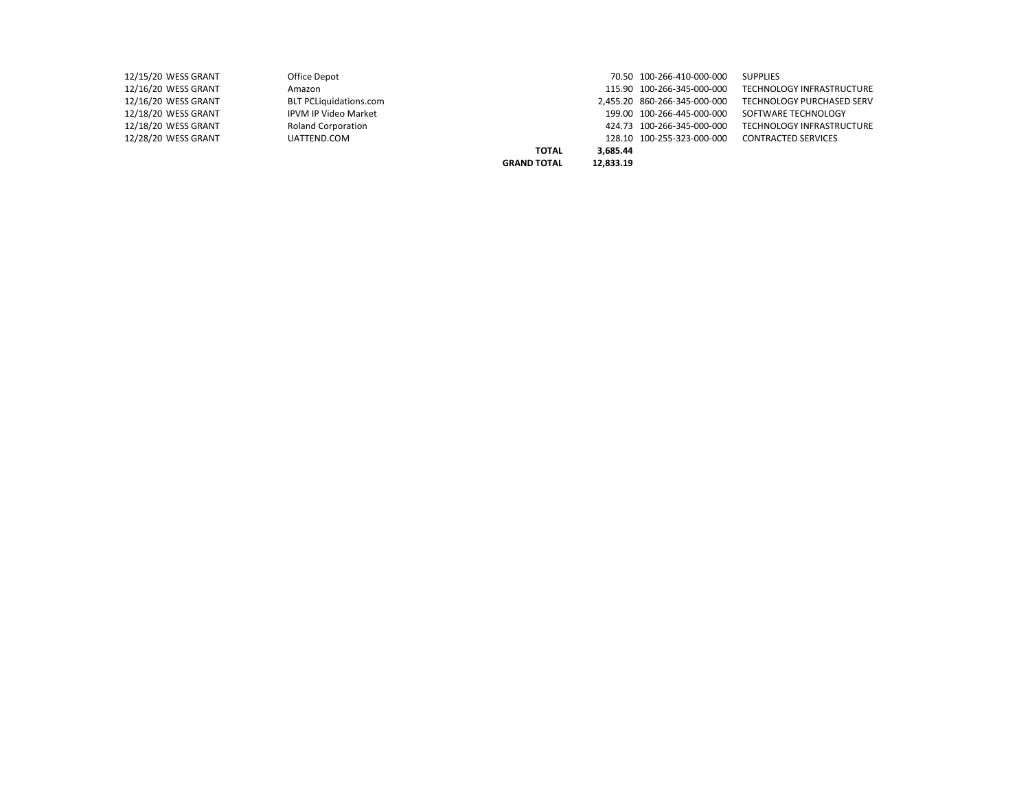| | | | | | |
|---|---|---|---|---|---|
| 12/15/20 | WESS GRANT | Office Depot | 70.50 | 100-266-410-000-000 | SUPPLIES |
| 12/16/20 | WESS GRANT | Amazon | 115.90 | 100-266-345-000-000 | TECHNOLOGY INFRASTRUCTURE |
| 12/16/20 | WESS GRANT | BLT PCLiquidations.com | 2,455.20 | 860-266-345-000-000 | TECHNOLOGY PURCHASED SERV |
| 12/18/20 | WESS GRANT | IPVM IP Video Market | 199.00 | 100-266-445-000-000 | SOFTWARE TECHNOLOGY |
| 12/18/20 | WESS GRANT | Roland Corporation | 424.73 | 100-266-345-000-000 | TECHNOLOGY INFRASTRUCTURE |
| 12/28/20 | WESS GRANT | UATTEND.COM | 128.10 | 100-255-323-000-000 | CONTRACTED SERVICES |
| | | **TOTAL** | **3,685.44** | | |
| | | **GRAND TOTAL** | **12,833.19** | | |